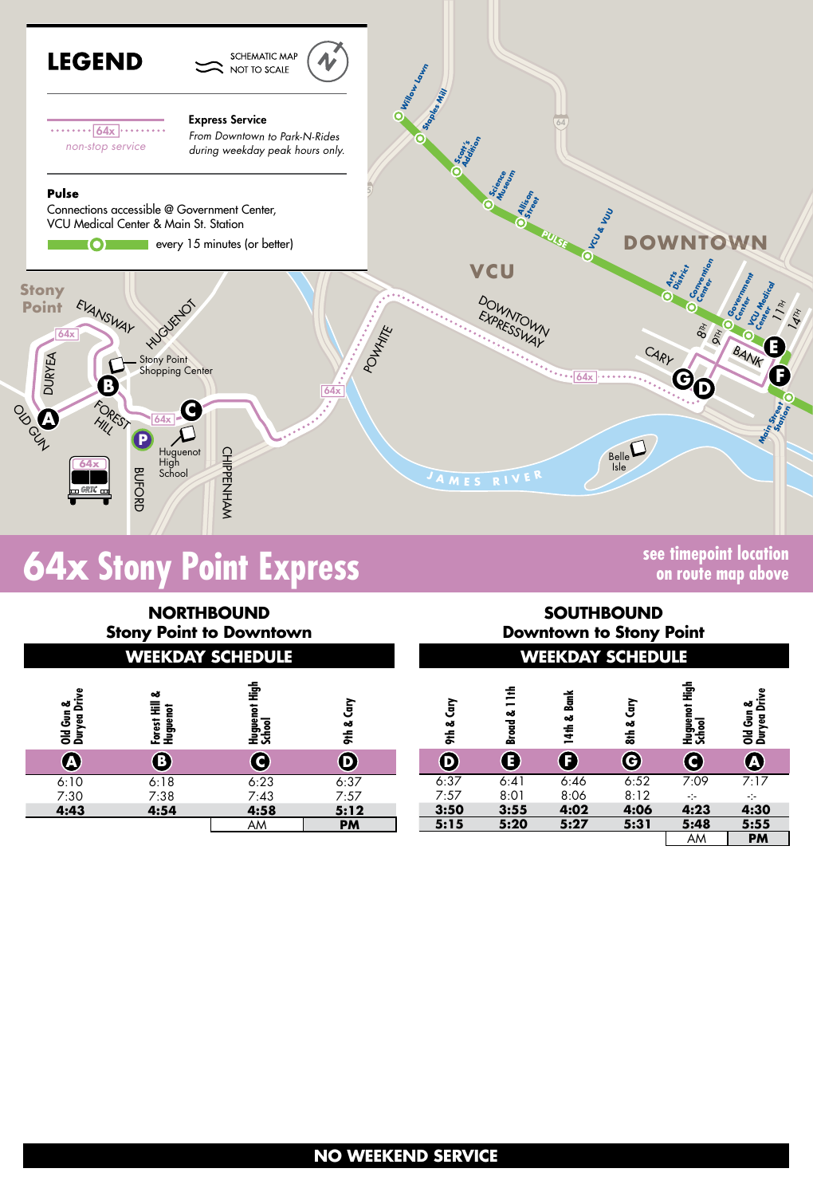## LEGEND

SCHEMATIC MAP NOT TO SCALE

64x *non-stop service* — **Express Service** *From Downtown to Park-N-Rides during weekday peak hours only.*

**Pulse**
Connections accessible @ Government Center, VCU Medical Center & Main St. Station
every 15 minutes (or better)

# 64x Stony Point Express

**see timepoint location on route map above**

## NORTHBOUND
### Stony Point to Downtown
**WEEKDAY SCHEDULE**

| Old Gun & Duryea Drive (A) | Forest Hill & Huguenot (B) | Huguenot High School (C) | 9th & Cary (D) |
|---|---|---|---|
| 6:10 | 6:18 | 6:23 | 6:37 |
| 7:30 | 7:38 | 7:43 | 7:57 |
| **4:43** | **4:54** | **4:58** | **5:12** |

AM / **PM**

## SOUTHBOUND
### Downtown to Stony Point
**WEEKDAY SCHEDULE**

| 9th & Cary (D) | Broad & 11th (E) | 14th & Bank (F) | 8th & Cary (G) | Huguenot High School (C) | Old Gun & Duryea Drive (A) |
|---|---|---|---|---|---|
| 6:37 | 6:41 | 6:46 | 6:52 | 7:09 | 7:17 |
| 7:57 | 8:01 | 8:06 | 8:12 | -:- | -:- |
| **3:50** | **3:55** | **4:02** | **4:06** | **4:23** | **4:30** |
| **5:15** | **5:20** | **5:27** | **5:31** | **5:48** | **5:55** |

AM / **PM**

**NO WEEKEND SERVICE**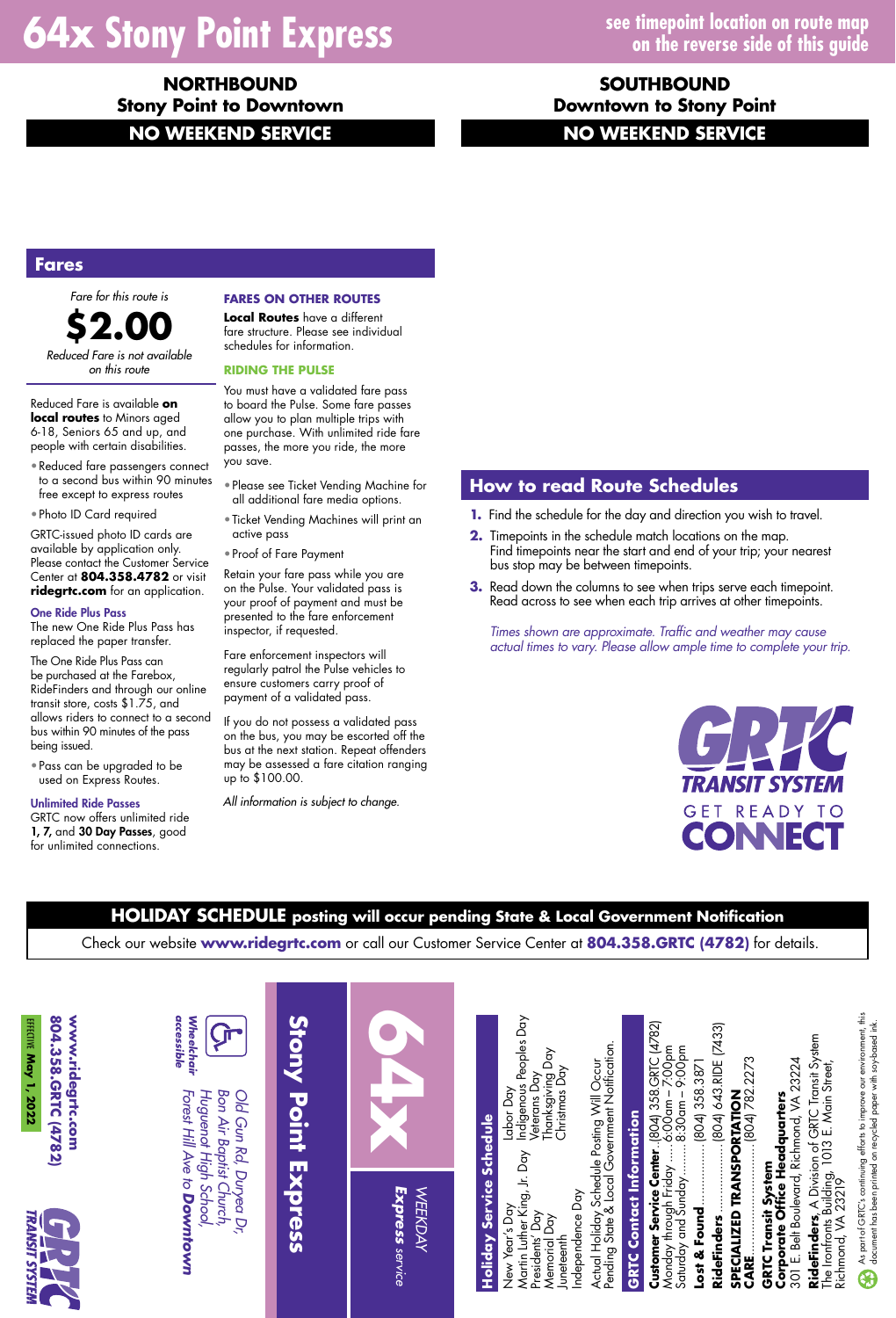# 64x Stony Point Express

see timepoint location on route map on the reverse side of this guide

## NORTHBOUND
### Stony Point to Downtown
**NO WEEKEND SERVICE**

## SOUTHBOUND
### Downtown to Stony Point
**NO WEEKEND SERVICE**

## Fares

*Fare for this route is*

**$2.00**

*Reduced Fare is not available on this route*

Reduced Fare is available **on local routes** to Minors aged 6-18, Seniors 65 and up, and people with certain disabilities.

- Reduced fare passengers connect to a second bus within 90 minutes free except to express routes
- Photo ID Card required

GRTC-issued photo ID cards are available by application only. Please contact the Customer Service Center at **804.358.4782** or visit **ridegrtc.com** for an application.

**One Ride Plus Pass**
The new One Ride Plus Pass has replaced the paper transfer.

The One Ride Plus Pass can be purchased at the Farebox, RideFinders and through our online transit store, costs $1.75, and allows riders to connect to a second bus within 90 minutes of the pass being issued.

- Pass can be upgraded to be used on Express Routes.

**Unlimited Ride Passes**
GRTC now offers unlimited ride **1, 7,** and **30 Day Passes**, good for unlimited connections.

**FARES ON OTHER ROUTES**

**Local Routes** have a different fare structure. Please see individual schedules for information.

**RIDING THE PULSE**

You must have a validated fare pass to board the Pulse. Some fare passes allow you to plan multiple trips with one purchase. With unlimited ride fare passes, the more you ride, the more you save.

- Please see Ticket Vending Machine for all additional fare media options.
- Ticket Vending Machines will print an active pass
- Proof of Fare Payment

Retain your fare pass while you are on the Pulse. Your validated pass is your proof of payment and must be presented to the fare enforcement inspector, if requested.

Fare enforcement inspectors will regularly patrol the Pulse vehicles to ensure customers carry proof of payment of a validated pass.

If you do not possess a validated pass on the bus, you may be escorted off the bus at the next station. Repeat offenders may be assessed a fare citation ranging up to $100.00.

*All information is subject to change.*

## How to read Route Schedules

1. Find the schedule for the day and direction you wish to travel.
2. Timepoints in the schedule match locations on the map. Find timepoints near the start and end of your trip; your nearest bus stop may be between timepoints.
3. Read down the columns to see when trips serve each timepoint. Read across to see when each trip arrives at other timepoints.

*Times shown are approximate. Traffic and weather may cause actual times to vary. Please allow ample time to complete your trip.*

GRTC TRANSIT SYSTEM
GET READY TO CONNECT

**HOLIDAY SCHEDULE posting will occur pending State & Local Government Notification**

Check our website **www.ridegrtc.com** or call our Customer Service Center at **804.358.GRTC (4782)** for details.

**www.ridegrtc.com**
**804.358.GRTC (4782)**

EFFECTIVE **May 1, 2022**

GRTC TRANSIT SYSTEM

***Wheelchair accessible***

*Old Gun Rd, Duryea Dr, Bon Air Baptist Church, Huguenot High School, Forest Hill Ave to* ***Downtown***

# Stony Point Express

# 64x

*WEEKDAY* ***Express*** *service*

## Holiday Service Schedule

New Year's Day
Martin Luther King, Jr. Day
Presidents' Day
Memorial Day
Juneteenth
Independence Day
Labor Day
Indigenous Peoples Day
Veterans Day
Thanksgiving Day
Christmas Day

Actual Holiday Schedule Posting Will Occur Pending State & Local Government Notification.

## GRTC Contact Information

**Customer Service Center**..(804) 358.GRTC (4782)
Monday through Friday......6:00am – 7:00pm
Saturday and Sunday.........8:30am – 9:00pm
**Lost & Found**..................(804) 358.3871
**RideFinders**....................(804) 643.RIDE (7433)
**SPECIALIZED TRANSPORTATION CARE**...........................(804) 782.2273

**GRTC Transit System Corporate Office Headquarters**
301 E. Belt Boulevard, Richmond, VA 23224

**RideFinders**, A Division of GRTC Transit System
The Ironfronts Building, 1013 E. Main Street, Richmond, VA 23219

As part of GRTC's continuing efforts to improve our environment, this document has been printed on recycled paper with soy-based ink.